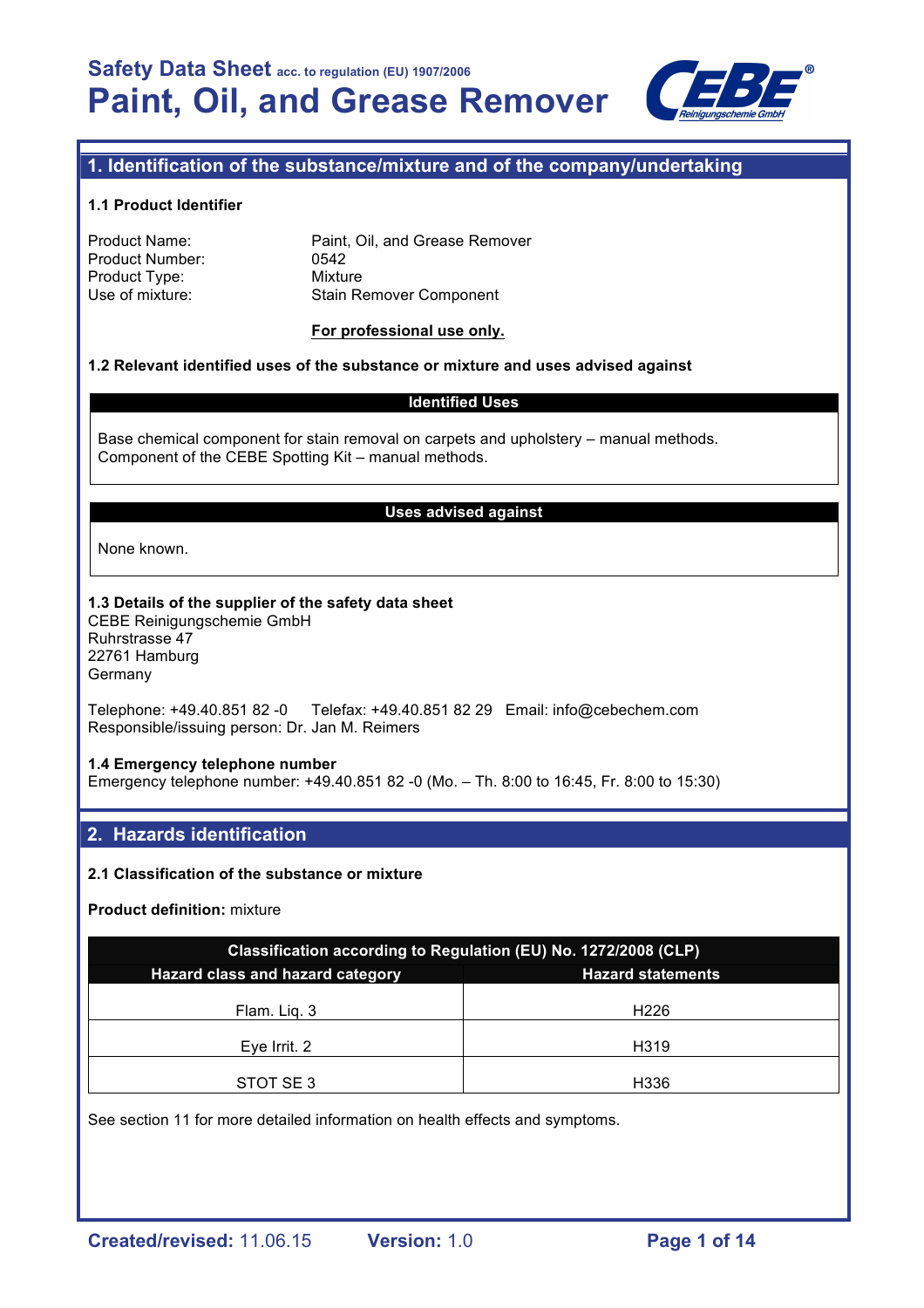# Safety Data Sheet acc. to regulation (EU) 1907/2006
# Paint, Oil, and Grease Remover

## 1. Identification of the substance/mixture and of the company/undertaking

### 1.1 Product Identifier

| | |
|---|---|
| Product Name: | Paint, Oil, and Grease Remover |
| Product Number: | 0542 |
| Product Type: | Mixture |
| Use of mixture: | Stain Remover Component |

**For professional use only.**

### 1.2 Relevant identified uses of the substance or mixture and uses advised against

| Identified Uses |
|---|
| Base chemical component for stain removal on carpets and upholstery – manual methods.<br>Component of the CEBE Spotting Kit – manual methods. |

| Uses advised against |
|---|
| None known. |

### 1.3 Details of the supplier of the safety data sheet

CEBE Reinigungschemie GmbH
Ruhrstrasse 47
22761 Hamburg
Germany

Telephone: +49.40.851 82 -0  Telefax: +49.40.851 82 29  Email: info@cebechem.com
Responsible/issuing person: Dr. Jan M. Reimers

### 1.4 Emergency telephone number

Emergency telephone number: +49.40.851 82 -0 (Mo. – Th. 8:00 to 16:45, Fr. 8:00 to 15:30)

## 2. Hazards identification

### 2.1 Classification of the substance or mixture

**Product definition:** mixture

| Classification according to Regulation (EU) No. 1272/2008 (CLP) | |
|---|---|
| **Hazard class and hazard category** | **Hazard statements** |
| Flam. Liq. 3 | H226 |
| Eye Irrit. 2 | H319 |
| STOT SE 3 | H336 |

See section 11 for more detailed information on health effects and symptoms.

**Created/revised:** 11.06.15  **Version:** 1.0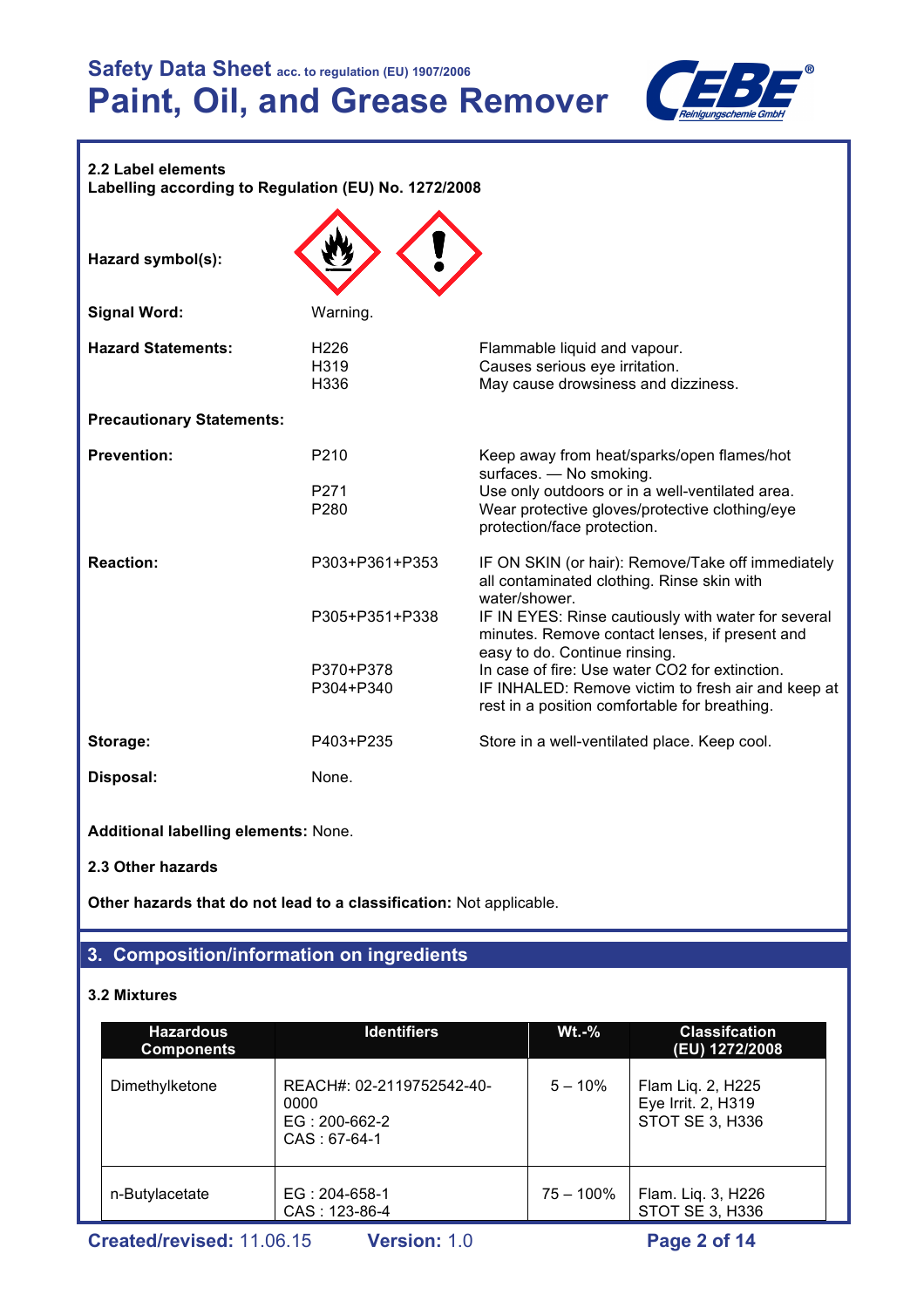### 2.2 Label elements

**Labelling according to Regulation (EU) No. 1272/2008**

**Hazard symbol(s):**

**Signal Word:** Warning.

| | | |
|---|---|---|
| **Hazard Statements:** | H226<br>H319<br>H336 | Flammable liquid and vapour.<br>Causes serious eye irritation.<br>May cause drowsiness and dizziness. |
| **Precautionary Statements:** | | |
| **Prevention:** | P210 | Keep away from heat/sparks/open flames/hot surfaces. — No smoking. |
| | P271 | Use only outdoors or in a well-ventilated area. |
| | P280 | Wear protective gloves/protective clothing/eye protection/face protection. |
| **Reaction:** | P303+P361+P353 | IF ON SKIN (or hair): Remove/Take off immediately all contaminated clothing. Rinse skin with water/shower. |
| | P305+P351+P338 | IF IN EYES: Rinse cautiously with water for several minutes. Remove contact lenses, if present and easy to do. Continue rinsing. |
| | P370+P378 | In case of fire: Use water CO2 for extinction. |
| | P304+P340 | IF INHALED: Remove victim to fresh air and keep at rest in a position comfortable for breathing. |
| **Storage:** | P403+P235 | Store in a well-ventilated place. Keep cool. |
| **Disposal:** | None. | |

**Additional labelling elements:** None.

### 2.3 Other hazards

**Other hazards that do not lead to a classification:** Not applicable.

## 3. Composition/information on ingredients

### 3.2 Mixtures

| Hazardous Components | Identifiers | Wt.-% | Classifcation (EU) 1272/2008 |
|---|---|---|---|
| Dimethylketone | REACH#: 02-2119752542-40-0000<br>EG : 200-662-2<br>CAS : 67-64-1 | 5 – 10% | Flam Liq. 2, H225<br>Eye Irrit. 2, H319<br>STOT SE 3, H336 |
| n-Butylacetate | EG : 204-658-1<br>CAS : 123-86-4 | 75 – 100% | Flam. Liq. 3, H226<br>STOT SE 3, H336 |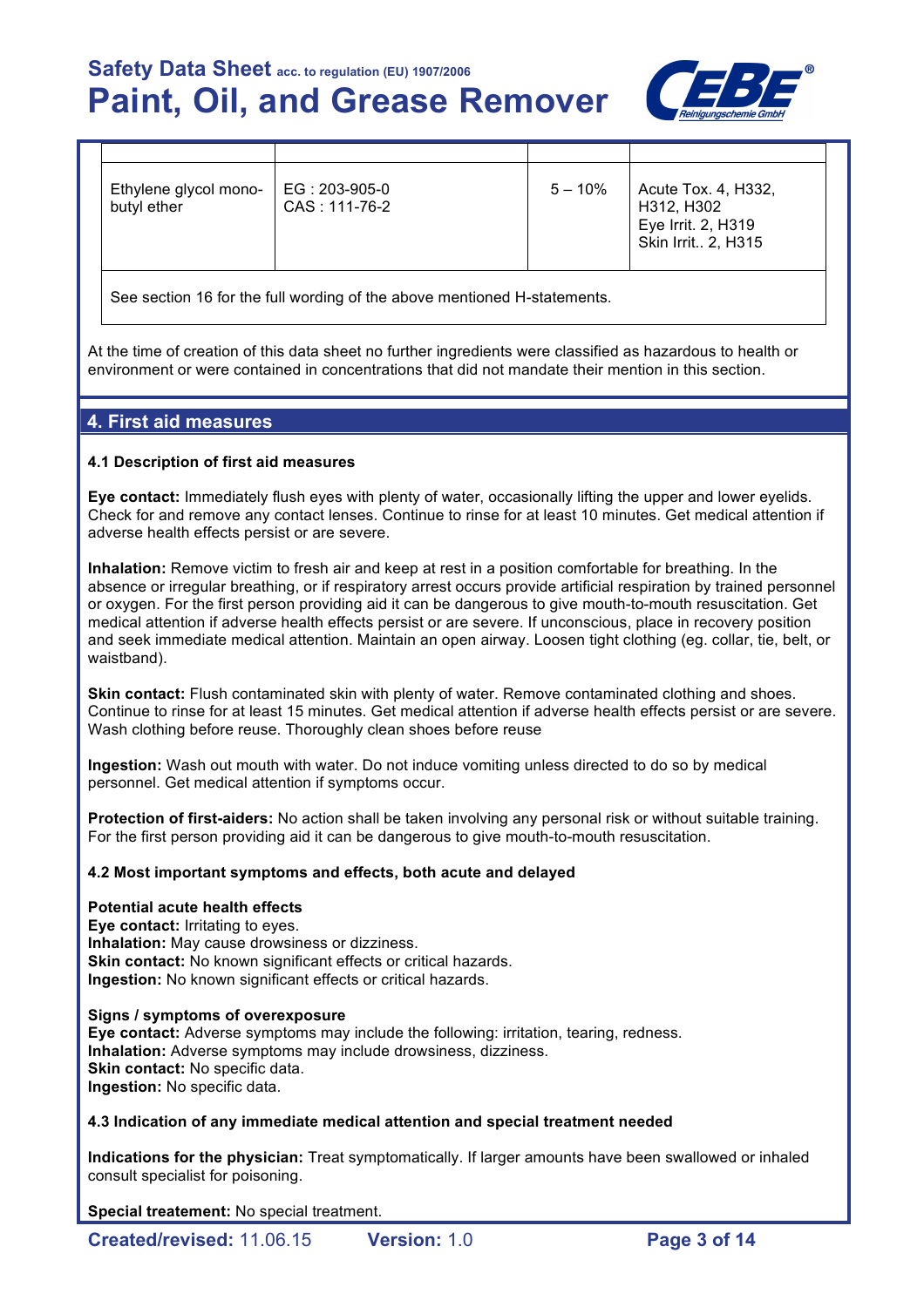| | | | |
|---|---|---|---|
| Ethylene glycol mono-butyl ether | EG : 203-905-0<br>CAS : 111-76-2 | 5 – 10% | Acute Tox. 4, H332, H312, H302<br>Eye Irrit. 2, H319<br>Skin Irrit.. 2, H315 |
| See section 16 for the full wording of the above mentioned H-statements. | | | |

At the time of creation of this data sheet no further ingredients were classified as hazardous to health or environment or were contained in concentrations that did not mandate their mention in this section.

## 4. First aid measures

### 4.1 Description of first aid measures

**Eye contact:** Immediately flush eyes with plenty of water, occasionally lifting the upper and lower eyelids. Check for and remove any contact lenses. Continue to rinse for at least 10 minutes. Get medical attention if adverse health effects persist or are severe.

**Inhalation:** Remove victim to fresh air and keep at rest in a position comfortable for breathing. In the absence or irregular breathing, or if respiratory arrest occurs provide artificial respiration by trained personnel or oxygen. For the first person providing aid it can be dangerous to give mouth-to-mouth resuscitation. Get medical attention if adverse health effects persist or are severe. If unconscious, place in recovery position and seek immediate medical attention. Maintain an open airway. Loosen tight clothing (eg. collar, tie, belt, or waistband).

**Skin contact:** Flush contaminated skin with plenty of water. Remove contaminated clothing and shoes. Continue to rinse for at least 15 minutes. Get medical attention if adverse health effects persist or are severe. Wash clothing before reuse. Thoroughly clean shoes before reuse

**Ingestion:** Wash out mouth with water. Do not induce vomiting unless directed to do so by medical personnel. Get medical attention if symptoms occur.

**Protection of first-aiders:** No action shall be taken involving any personal risk or without suitable training. For the first person providing aid it can be dangerous to give mouth-to-mouth resuscitation.

### 4.2 Most important symptoms and effects, both acute and delayed

**Potential acute health effects**
**Eye contact:** Irritating to eyes.
**Inhalation:** May cause drowsiness or dizziness.
**Skin contact:** No known significant effects or critical hazards.
**Ingestion:** No known significant effects or critical hazards.

**Signs / symptoms of overexposure**
**Eye contact:** Adverse symptoms may include the following: irritation, tearing, redness.
**Inhalation:** Adverse symptoms may include drowsiness, dizziness.
**Skin contact:** No specific data.
**Ingestion:** No specific data.

### 4.3 Indication of any immediate medical attention and special treatment needed

**Indications for the physician:** Treat symptomatically. If larger amounts have been swallowed or inhaled consult specialist for poisoning.

**Special treatement:** No special treatment.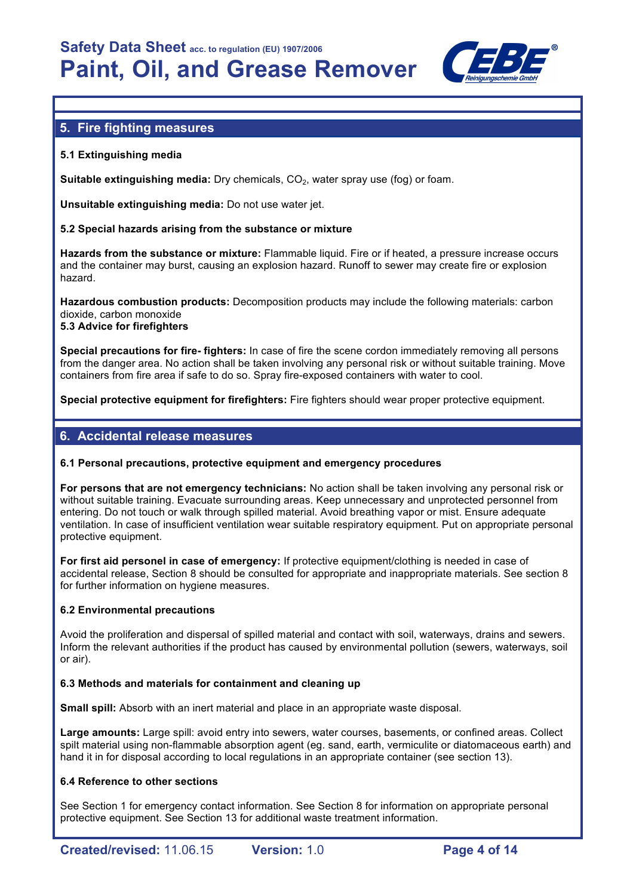## 5. Fire fighting measures

### 5.1 Extinguishing media

**Suitable extinguishing media:** Dry chemicals, $CO_2$, water spray use (fog) or foam.

**Unsuitable extinguishing media:** Do not use water jet.

### 5.2 Special hazards arising from the substance or mixture

**Hazards from the substance or mixture:** Flammable liquid. Fire or if heated, a pressure increase occurs and the container may burst, causing an explosion hazard. Runoff to sewer may create fire or explosion hazard.

**Hazardous combustion products:** Decomposition products may include the following materials: carbon dioxide, carbon monoxide

### 5.3 Advice for firefighters

**Special precautions for fire- fighters:** In case of fire the scene cordon immediately removing all persons from the danger area. No action shall be taken involving any personal risk or without suitable training. Move containers from fire area if safe to do so. Spray fire-exposed containers with water to cool.

**Special protective equipment for firefighters:** Fire fighters should wear proper protective equipment.

## 6. Accidental release measures

### 6.1 Personal precautions, protective equipment and emergency procedures

**For persons that are not emergency technicians:** No action shall be taken involving any personal risk or without suitable training. Evacuate surrounding areas. Keep unnecessary and unprotected personnel from entering. Do not touch or walk through spilled material. Avoid breathing vapor or mist. Ensure adequate ventilation. In case of insufficient ventilation wear suitable respiratory equipment. Put on appropriate personal protective equipment.

**For first aid personel in case of emergency:** If protective equipment/clothing is needed in case of accidental release, Section 8 should be consulted for appropriate and inappropriate materials. See section 8 for further information on hygiene measures.

### 6.2 Environmental precautions

Avoid the proliferation and dispersal of spilled material and contact with soil, waterways, drains and sewers. Inform the relevant authorities if the product has caused by environmental pollution (sewers, waterways, soil or air).

### 6.3 Methods and materials for containment and cleaning up

**Small spill:** Absorb with an inert material and place in an appropriate waste disposal.

**Large amounts:** Large spill: avoid entry into sewers, water courses, basements, or confined areas. Collect spilt material using non-flammable absorption agent (eg. sand, earth, vermiculite or diatomaceous earth) and hand it in for disposal according to local regulations in an appropriate container (see section 13).

### 6.4 Reference to other sections

See Section 1 for emergency contact information. See Section 8 for information on appropriate personal protective equipment. See Section 13 for additional waste treatment information.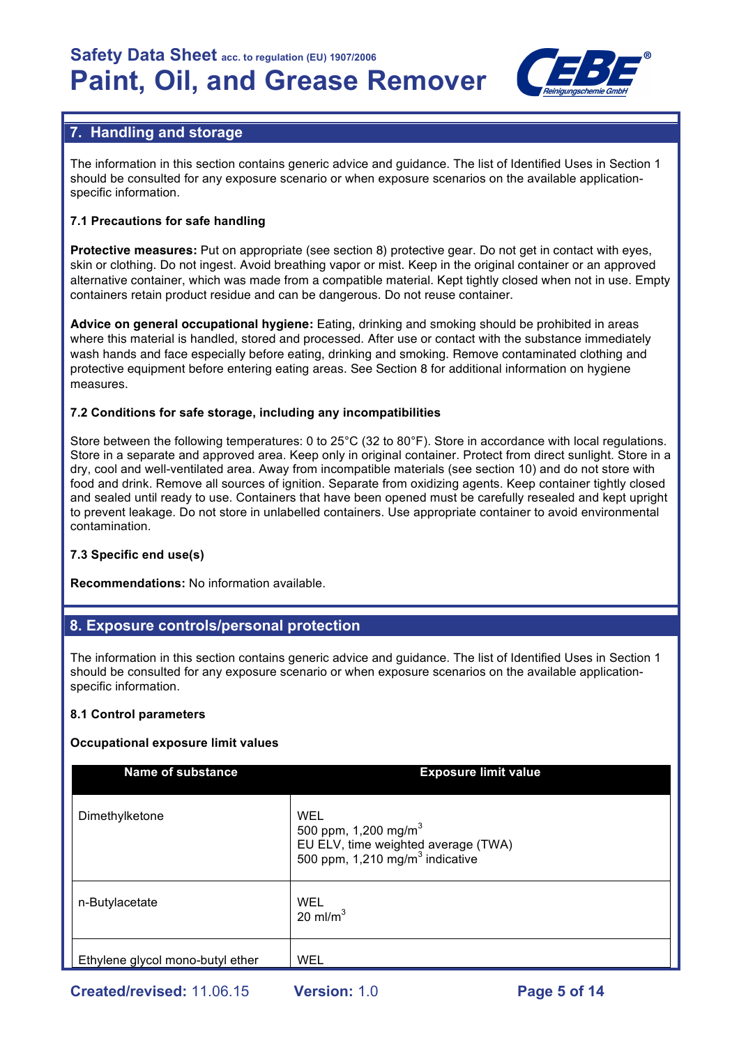## 7. Handling and storage

The information in this section contains generic advice and guidance. The list of Identified Uses in Section 1 should be consulted for any exposure scenario or when exposure scenarios on the available application-specific information.

### 7.1 Precautions for safe handling

**Protective measures:** Put on appropriate (see section 8) protective gear. Do not get in contact with eyes, skin or clothing. Do not ingest. Avoid breathing vapor or mist. Keep in the original container or an approved alternative container, which was made from a compatible material. Kept tightly closed when not in use. Empty containers retain product residue and can be dangerous. Do not reuse container.

**Advice on general occupational hygiene:** Eating, drinking and smoking should be prohibited in areas where this material is handled, stored and processed. After use or contact with the substance immediately wash hands and face especially before eating, drinking and smoking. Remove contaminated clothing and protective equipment before entering eating areas. See Section 8 for additional information on hygiene measures.

### 7.2 Conditions for safe storage, including any incompatibilities

Store between the following temperatures: 0 to 25°C (32 to 80°F). Store in accordance with local regulations. Store in a separate and approved area. Keep only in original container. Protect from direct sunlight. Store in a dry, cool and well-ventilated area. Away from incompatible materials (see section 10) and do not store with food and drink. Remove all sources of ignition. Separate from oxidizing agents. Keep container tightly closed and sealed until ready to use. Containers that have been opened must be carefully resealed and kept upright to prevent leakage. Do not store in unlabelled containers. Use appropriate container to avoid environmental contamination.

### 7.3 Specific end use(s)

**Recommendations:** No information available.

## 8. Exposure controls/personal protection

The information in this section contains generic advice and guidance. The list of Identified Uses in Section 1 should be consulted for any exposure scenario or when exposure scenarios on the available application-specific information.

### 8.1 Control parameters

**Occupational exposure limit values**

| Name of substance | Exposure limit value |
| --- | --- |
| Dimethylketone | WEL<br>500 ppm, 1,200 mg/m$^3$<br>EU ELV, time weighted average (TWA)<br>500 ppm, 1,210 mg/m$^3$ indicative |
| n-Butylacetate | WEL<br>20 ml/m$^3$ |
| Ethylene glycol mono-butyl ether | WEL |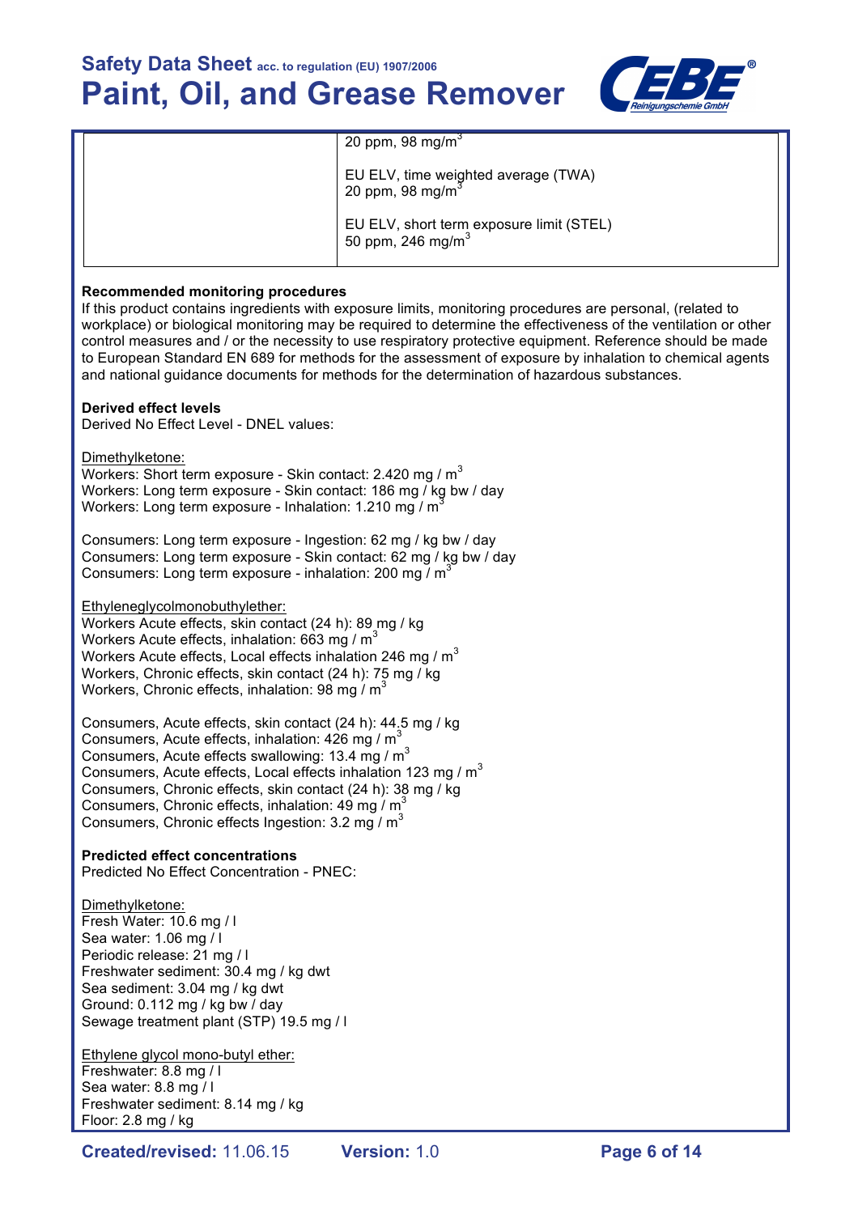|  | 20 ppm, 98 mg/m$^3$<br><br>EU ELV, time weighted average (TWA)<br>20 ppm, 98 mg/m$^3$<br><br>EU ELV, short term exposure limit (STEL)<br>50 ppm, 246 mg/m$^3$ |
|---|---|

**Recommended monitoring procedures**

If this product contains ingredients with exposure limits, monitoring procedures are personal, (related to workplace) or biological monitoring may be required to determine the effectiveness of the ventilation or other control measures and / or the necessity to use respiratory protective equipment. Reference should be made to European Standard EN 689 for methods for the assessment of exposure by inhalation to chemical agents and national guidance documents for methods for the determination of hazardous substances.

**Derived effect levels**

Derived No Effect Level - DNEL values:

Dimethylketone:
Workers: Short term exposure - Skin contact: 2.420 mg / m$^3$
Workers: Long term exposure - Skin contact: 186 mg / kg bw / day
Workers: Long term exposure - Inhalation: 1.210 mg / m$^3$

Consumers: Long term exposure - Ingestion: 62 mg / kg bw / day
Consumers: Long term exposure - Skin contact: 62 mg / kg bw / day
Consumers: Long term exposure - inhalation: 200 mg / m$^3$

Ethyleneglycolmonobuthylether:
Workers Acute effects, skin contact (24 h): 89 mg / kg
Workers Acute effects, inhalation: 663 mg / m$^3$
Workers Acute effects, Local effects inhalation 246 mg / m$^3$
Workers, Chronic effects, skin contact (24 h): 75 mg / kg
Workers, Chronic effects, inhalation: 98 mg / m$^3$

Consumers, Acute effects, skin contact (24 h): 44.5 mg / kg
Consumers, Acute effects, inhalation: 426 mg / m$^3$
Consumers, Acute effects swallowing: 13.4 mg / m$^3$
Consumers, Acute effects, Local effects inhalation 123 mg / m$^3$
Consumers, Chronic effects, skin contact (24 h): 38 mg / kg
Consumers, Chronic effects, inhalation: 49 mg / m$^3$
Consumers, Chronic effects Ingestion: 3.2 mg / m$^3$

**Predicted effect concentrations**

Predicted No Effect Concentration - PNEC:

Dimethylketone:
Fresh Water: 10.6 mg / l
Sea water: 1.06 mg / l
Periodic release: 21 mg / l
Freshwater sediment: 30.4 mg / kg dwt
Sea sediment: 3.04 mg / kg dwt
Ground: 0.112 mg / kg bw / day
Sewage treatment plant (STP) 19.5 mg / l

Ethylene glycol mono-butyl ether:
Freshwater: 8.8 mg / l
Sea water: 8.8 mg / l
Freshwater sediment: 8.14 mg / kg
Floor: 2.8 mg / kg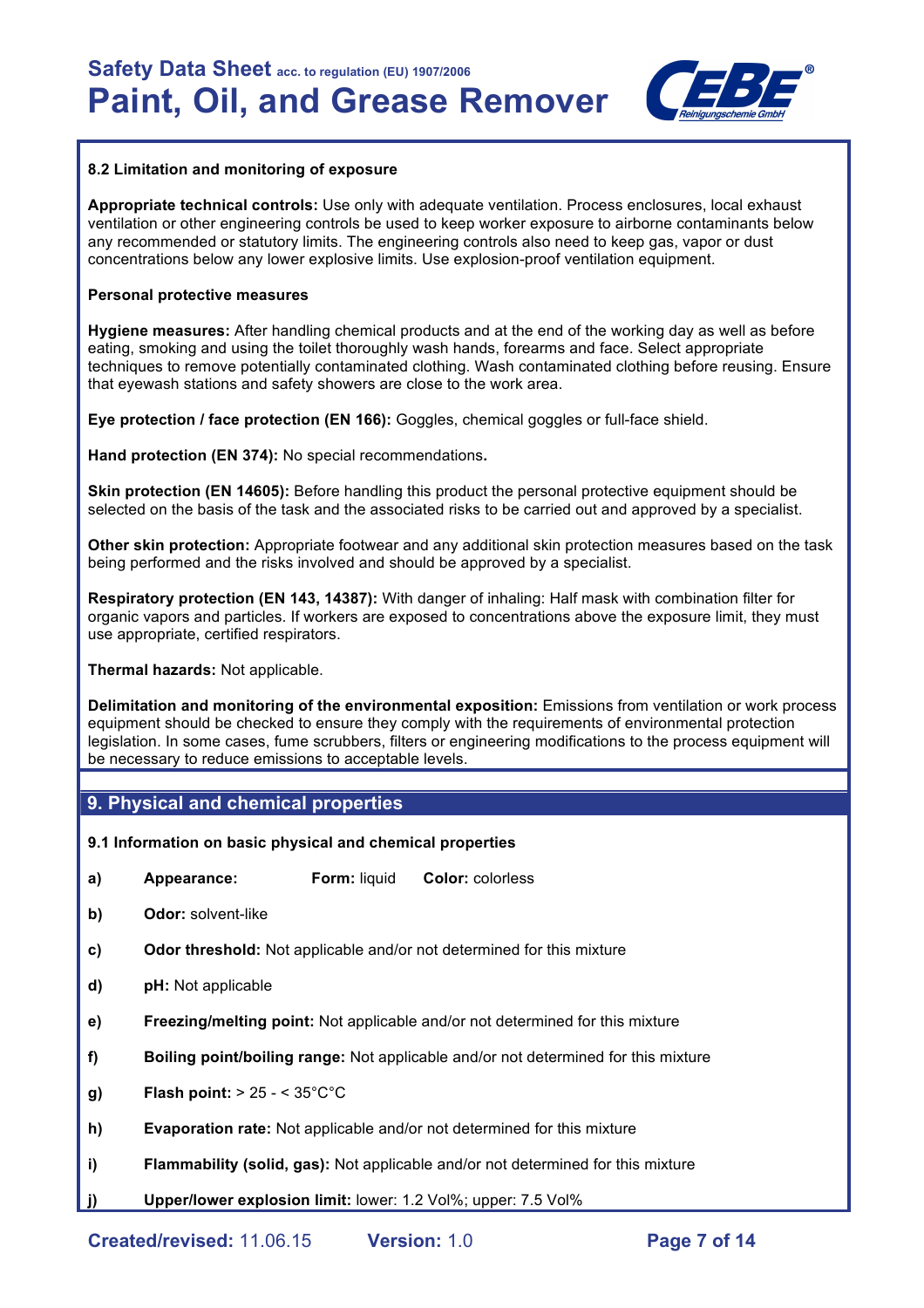### 8.2 Limitation and monitoring of exposure

**Appropriate technical controls:** Use only with adequate ventilation. Process enclosures, local exhaust ventilation or other engineering controls be used to keep worker exposure to airborne contaminants below any recommended or statutory limits. The engineering controls also need to keep gas, vapor or dust concentrations below any lower explosive limits. Use explosion-proof ventilation equipment.

**Personal protective measures**

**Hygiene measures:** After handling chemical products and at the end of the working day as well as before eating, smoking and using the toilet thoroughly wash hands, forearms and face. Select appropriate techniques to remove potentially contaminated clothing. Wash contaminated clothing before reusing. Ensure that eyewash stations and safety showers are close to the work area.

**Eye protection / face protection (EN 166):** Goggles, chemical goggles or full-face shield.

**Hand protection (EN 374):** No special recommendations**.**

**Skin protection (EN 14605):** Before handling this product the personal protective equipment should be selected on the basis of the task and the associated risks to be carried out and approved by a specialist.

**Other skin protection:** Appropriate footwear and any additional skin protection measures based on the task being performed and the risks involved and should be approved by a specialist.

**Respiratory protection (EN 143, 14387):** With danger of inhaling: Half mask with combination filter for organic vapors and particles. If workers are exposed to concentrations above the exposure limit, they must use appropriate, certified respirators.

**Thermal hazards:** Not applicable.

**Delimitation and monitoring of the environmental exposition:** Emissions from ventilation or work process equipment should be checked to ensure they comply with the requirements of environmental protection legislation. In some cases, fume scrubbers, filters or engineering modifications to the process equipment will be necessary to reduce emissions to acceptable levels.

## 9. Physical and chemical properties

### 9.1 Information on basic physical and chemical properties

**a)** **Appearance:** **Form:** liquid **Color:** colorless

**b)** **Odor:** solvent-like

**c)** **Odor threshold:** Not applicable and/or not determined for this mixture

**d)** **pH:** Not applicable

**e)** **Freezing/melting point:** Not applicable and/or not determined for this mixture

**f)** **Boiling point/boiling range:** Not applicable and/or not determined for this mixture

**g)** **Flash point:** > 25 - < 35°C°C

**h)** **Evaporation rate:** Not applicable and/or not determined for this mixture

**i)** **Flammability (solid, gas):** Not applicable and/or not determined for this mixture

**j)** **Upper/lower explosion limit:** lower: 1.2 Vol%; upper: 7.5 Vol%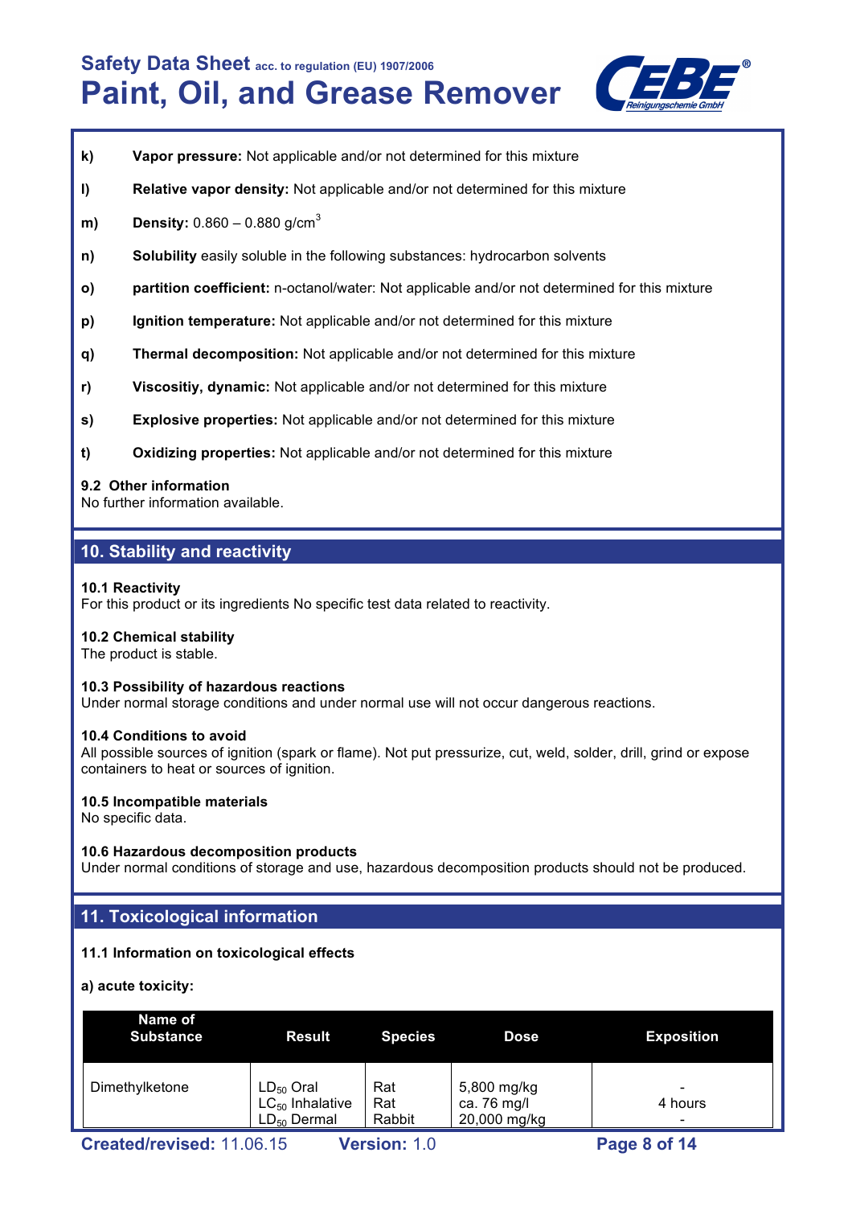**k)** **Vapor pressure:** Not applicable and/or not determined for this mixture

**l)** **Relative vapor density:** Not applicable and/or not determined for this mixture

**m)** **Density:** 0.860 – 0.880 g/cm$^3$

**n)** **Solubility** easily soluble in the following substances: hydrocarbon solvents

**o)** **partition coefficient:** n-octanol/water: Not applicable and/or not determined for this mixture

**p)** **Ignition temperature:** Not applicable and/or not determined for this mixture

**q)** **Thermal decomposition:** Not applicable and/or not determined for this mixture

**r)** **Viscositiy, dynamic:** Not applicable and/or not determined for this mixture

**s)** **Explosive properties:** Not applicable and/or not determined for this mixture

**t)** **Oxidizing properties:** Not applicable and/or not determined for this mixture

**9.2 Other information**
No further information available.

## 10. Stability and reactivity

**10.1 Reactivity**
For this product or its ingredients No specific test data related to reactivity.

**10.2 Chemical stability**
The product is stable.

**10.3 Possibility of hazardous reactions**
Under normal storage conditions and under normal use will not occur dangerous reactions.

**10.4 Conditions to avoid**
All possible sources of ignition (spark or flame). Not put pressurize, cut, weld, solder, drill, grind or expose containers to heat or sources of ignition.

**10.5 Incompatible materials**
No specific data.

**10.6 Hazardous decomposition products**
Under normal conditions of storage and use, hazardous decomposition products should not be produced.

## 11. Toxicological information

**11.1 Information on toxicological effects**

**a) acute toxicity:**

| Name of Substance | Result | Species | Dose | Exposition |
|---|---|---|---|---|
| Dimethylketone | $LD_{50}$ Oral<br>$LC_{50}$ Inhalative<br>$LD_{50}$ Dermal | Rat<br>Rat<br>Rabbit | 5,800 mg/kg<br>ca. 76 mg/l<br>20,000 mg/kg | -<br>4 hours<br>- |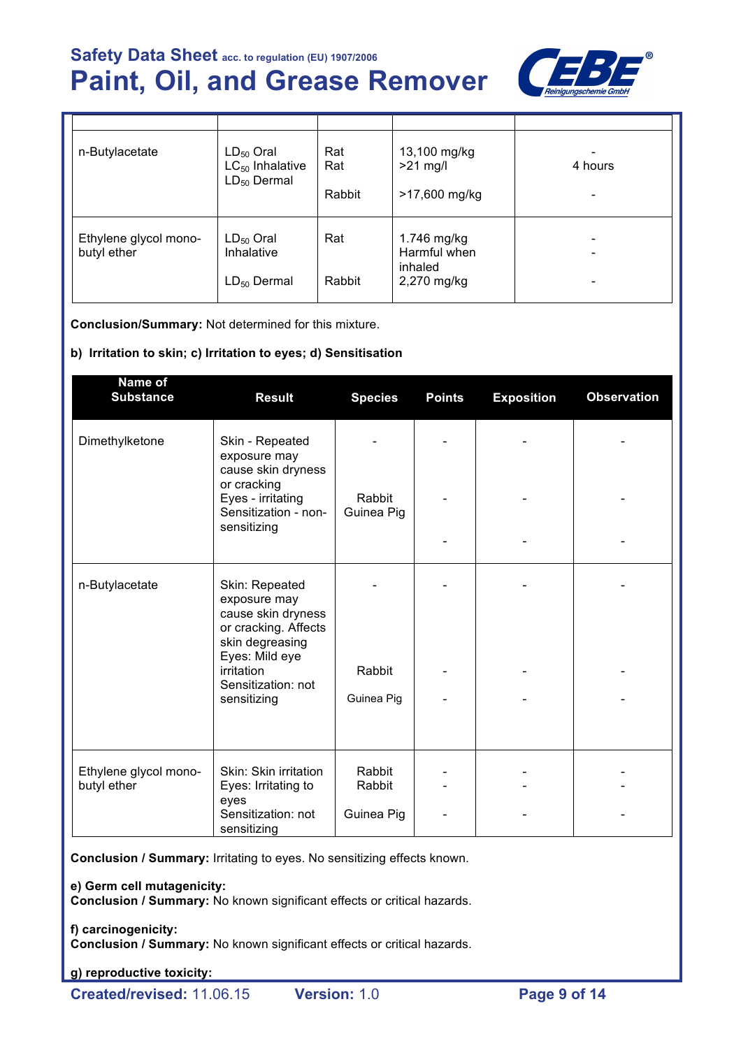| | | | | |
|---|---|---|---|---|
| n-Butylacetate | $LD_{50}$ Oral<br>$LC_{50}$ Inhalative<br>$LD_{50}$ Dermal | Rat<br>Rat<br>Rabbit | 13,100 mg/kg<br>>21 mg/l<br>>17,600 mg/kg | -<br>4 hours<br>- |
| Ethylene glycol mono-butyl ether | $LD_{50}$ Oral<br>Inhalative<br>$LD_{50}$ Dermal | Rat<br><br>Rabbit | 1.746 mg/kg<br>Harmful when inhaled<br>2,270 mg/kg | -<br>-<br>- |

**Conclusion/Summary:** Not determined for this mixture.

**b) Irritation to skin; c) Irritation to eyes; d) Sensitisation**

| Name of Substance | Result | Species | Points | Exposition | Observation |
|---|---|---|---|---|---|
| Dimethylketone | Skin - Repeated exposure may cause skin dryness or cracking<br>Eyes - irritating<br>Sensitization - non-sensitizing | -<br>Rabbit<br>Guinea Pig | -<br>-<br>- | -<br>-<br>- | -<br>-<br>- |
| n-Butylacetate | Skin: Repeated exposure may cause skin dryness or cracking. Affects skin degreasing<br>Eyes: Mild eye irritation<br>Sensitization: not sensitizing | -<br>Rabbit<br>Guinea Pig | -<br>-<br>- | -<br>-<br>- | -<br>-<br>- |
| Ethylene glycol mono-butyl ether | Skin: Skin irritation<br>Eyes: Irritating to eyes<br>Sensitization: not sensitizing | Rabbit<br>Rabbit<br>Guinea Pig | -<br>-<br>- | -<br>-<br>- | -<br>-<br>- |

**Conclusion / Summary:** Irritating to eyes. No sensitizing effects known.

**e) Germ cell mutagenicity:**
**Conclusion / Summary:** No known significant effects or critical hazards.

**f) carcinogenicity:**
**Conclusion / Summary:** No known significant effects or critical hazards.

**g) reproductive toxicity:**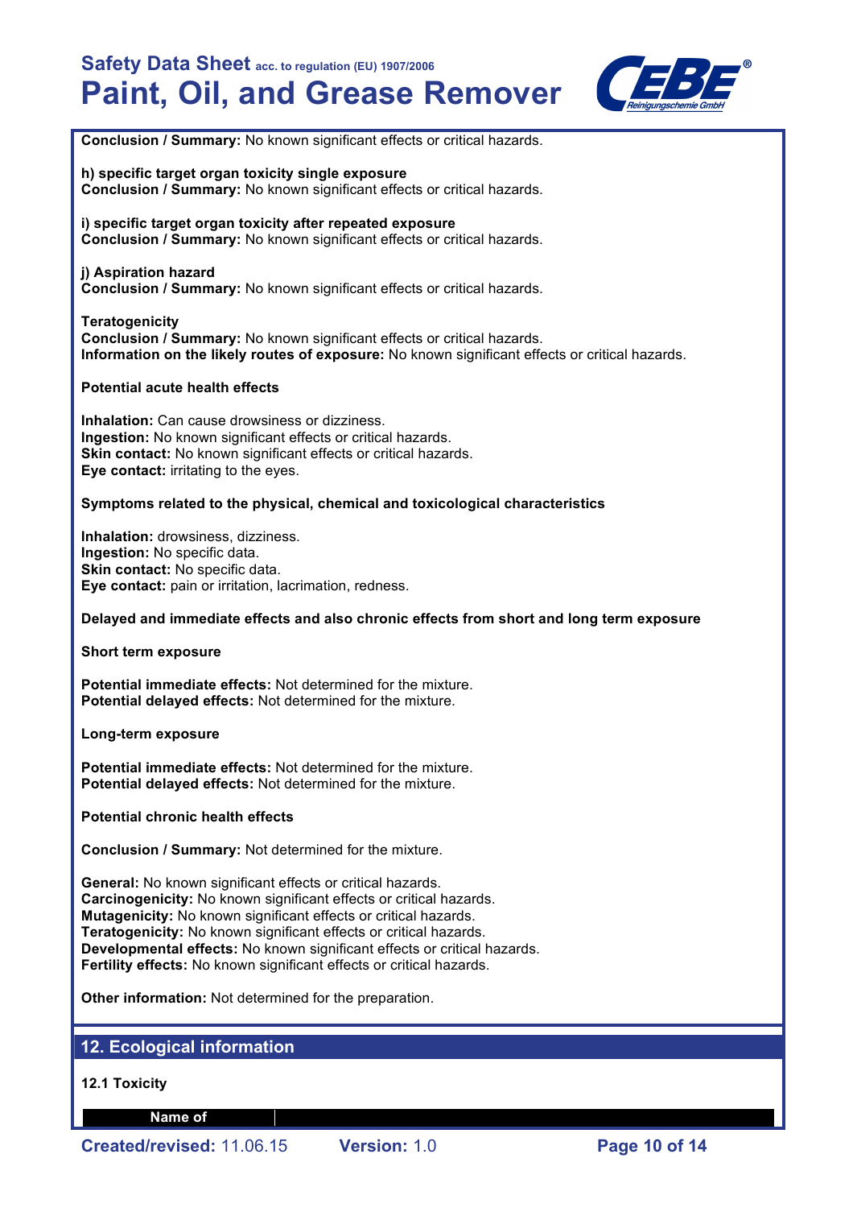**Conclusion / Summary:** No known significant effects or critical hazards.

**h) specific target organ toxicity single exposure**
**Conclusion / Summary:** No known significant effects or critical hazards.

**i) specific target organ toxicity after repeated exposure**
**Conclusion / Summary:** No known significant effects or critical hazards.

**j) Aspiration hazard**
**Conclusion / Summary:** No known significant effects or critical hazards.

**Teratogenicity**
**Conclusion / Summary:** No known significant effects or critical hazards.
**Information on the likely routes of exposure:** No known significant effects or critical hazards.

**Potential acute health effects**

**Inhalation:** Can cause drowsiness or dizziness.
**Ingestion:** No known significant effects or critical hazards.
**Skin contact:** No known significant effects or critical hazards.
**Eye contact:** irritating to the eyes.

**Symptoms related to the physical, chemical and toxicological characteristics**

**Inhalation:** drowsiness, dizziness.
**Ingestion:** No specific data.
**Skin contact:** No specific data.
**Eye contact:** pain or irritation, lacrimation, redness.

**Delayed and immediate effects and also chronic effects from short and long term exposure**

**Short term exposure**

**Potential immediate effects:** Not determined for the mixture.
**Potential delayed effects:** Not determined for the mixture.

**Long-term exposure**

**Potential immediate effects:** Not determined for the mixture.
**Potential delayed effects:** Not determined for the mixture.

**Potential chronic health effects**

**Conclusion / Summary:** Not determined for the mixture.

**General:** No known significant effects or critical hazards.
**Carcinogenicity:** No known significant effects or critical hazards.
**Mutagenicity:** No known significant effects or critical hazards.
**Teratogenicity:** No known significant effects or critical hazards.
**Developmental effects:** No known significant effects or critical hazards.
**Fertility effects:** No known significant effects or critical hazards.

**Other information:** Not determined for the preparation.

## 12. Ecological information

**12.1 Toxicity**

| Name of | |
|---|---|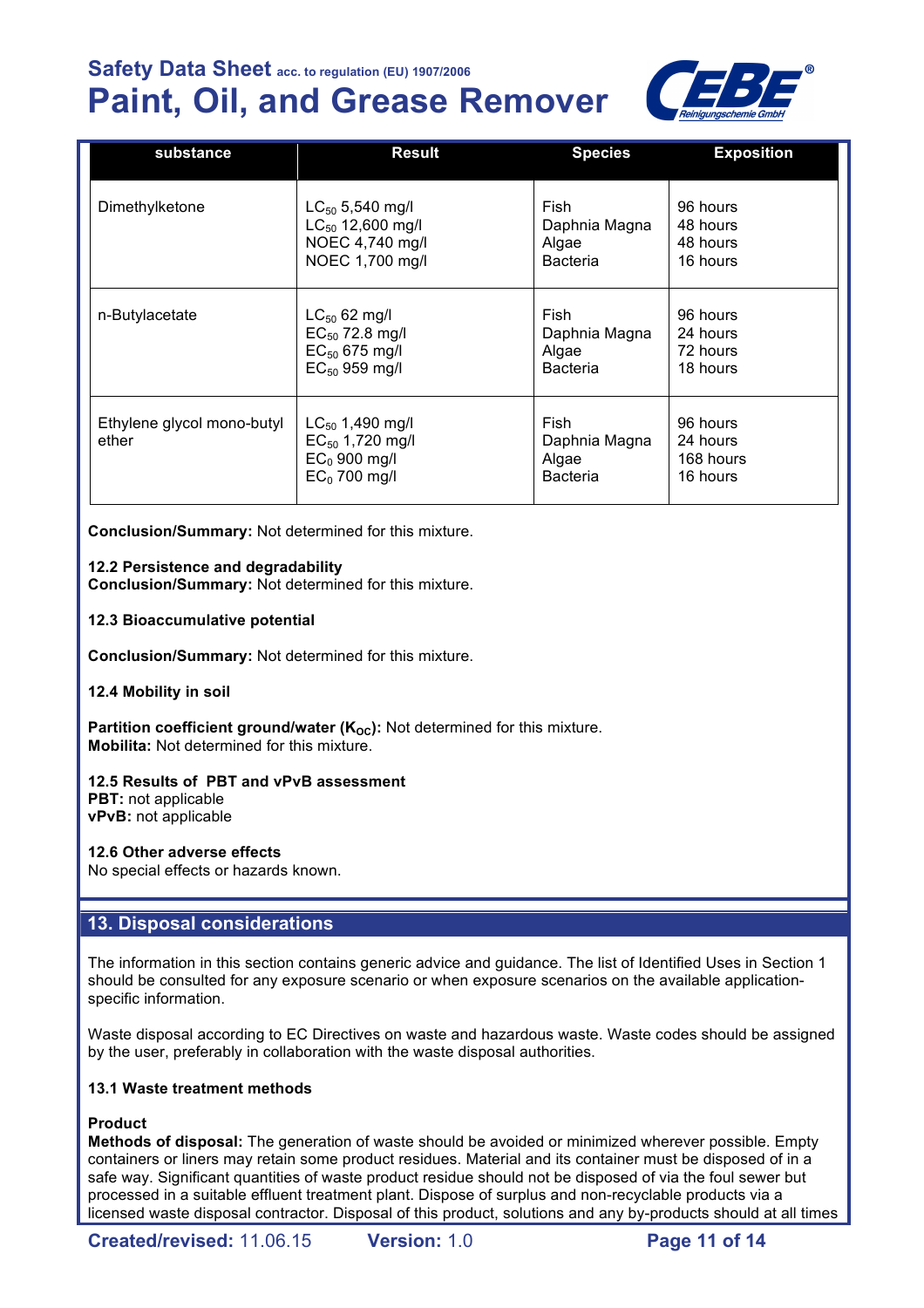| substance | Result | Species | Exposition |
|---|---|---|---|
| Dimethylketone | $LC_{50}$ 5,540 mg/l<br>$LC_{50}$ 12,600 mg/l<br>NOEC 4,740 mg/l<br>NOEC 1,700 mg/l | Fish<br>Daphnia Magna<br>Algae<br>Bacteria | 96 hours<br>48 hours<br>48 hours<br>16 hours |
| n-Butylacetate | $LC_{50}$ 62 mg/l<br>$EC_{50}$ 72.8 mg/l<br>$EC_{50}$ 675 mg/l<br>$EC_{50}$ 959 mg/l | Fish<br>Daphnia Magna<br>Algae<br>Bacteria | 96 hours<br>24 hours<br>72 hours<br>18 hours |
| Ethylene glycol mono-butyl ether | $LC_{50}$ 1,490 mg/l<br>$EC_{50}$ 1,720 mg/l<br>$EC_{0}$ 900 mg/l<br>$EC_{0}$ 700 mg/l | Fish<br>Daphnia Magna<br>Algae<br>Bacteria | 96 hours<br>24 hours<br>168 hours<br>16 hours |

**Conclusion/Summary:** Not determined for this mixture.

**12.2 Persistence and degradability**
**Conclusion/Summary:** Not determined for this mixture.

**12.3 Bioaccumulative potential**

**Conclusion/Summary:** Not determined for this mixture.

**12.4 Mobility in soil**

**Partition coefficient ground/water ($K_{OC}$):** Not determined for this mixture.
**Mobilita:** Not determined for this mixture.

**12.5 Results of PBT and vPvB assessment**
**PBT:** not applicable
**vPvB:** not applicable

**12.6 Other adverse effects**
No special effects or hazards known.

## 13. Disposal considerations

The information in this section contains generic advice and guidance. The list of Identified Uses in Section 1 should be consulted for any exposure scenario or when exposure scenarios on the available application-specific information.

Waste disposal according to EC Directives on waste and hazardous waste. Waste codes should be assigned by the user, preferably in collaboration with the waste disposal authorities.

**13.1 Waste treatment methods**

**Product**
**Methods of disposal:** The generation of waste should be avoided or minimized wherever possible. Empty containers or liners may retain some product residues. Material and its container must be disposed of in a safe way. Significant quantities of waste product residue should not be disposed of via the foul sewer but processed in a suitable effluent treatment plant. Dispose of surplus and non-recyclable products via a licensed waste disposal contractor. Disposal of this product, solutions and any by-products should at all times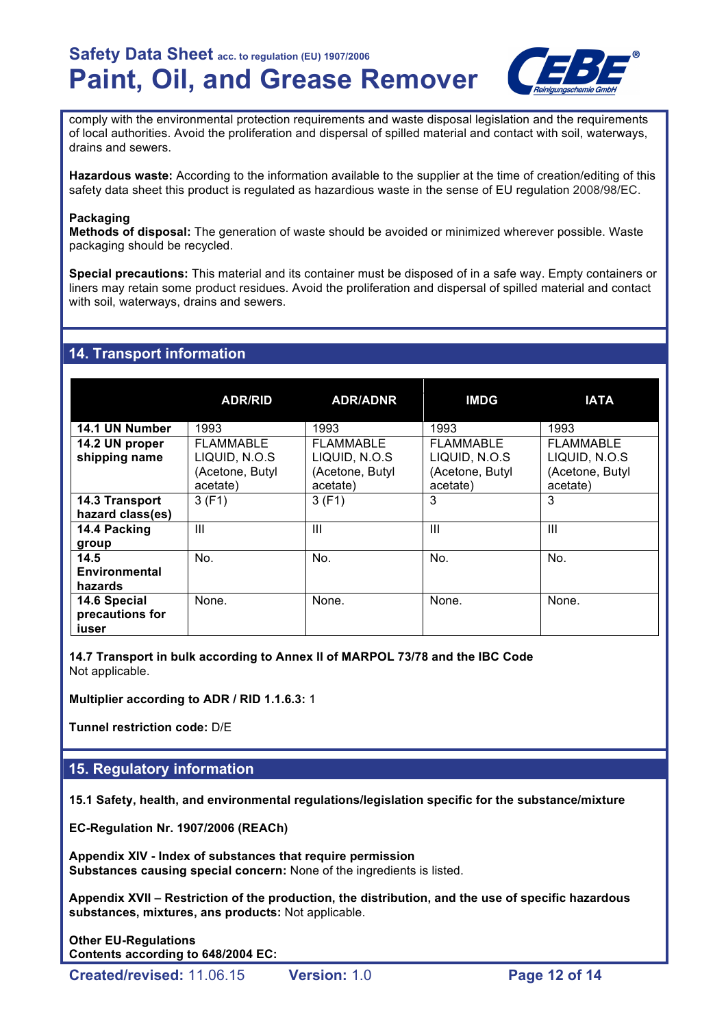comply with the environmental protection requirements and waste disposal legislation and the requirements of local authorities. Avoid the proliferation and dispersal of spilled material and contact with soil, waterways, drains and sewers.

**Hazardous waste:** According to the information available to the supplier at the time of creation/editing of this safety data sheet this product is regulated as hazardious waste in the sense of EU regulation 2008/98/EC.

**Packaging**
**Methods of disposal:** The generation of waste should be avoided or minimized wherever possible. Waste packaging should be recycled.

**Special precautions:** This material and its container must be disposed of in a safe way. Empty containers or liners may retain some product residues. Avoid the proliferation and dispersal of spilled material and contact with soil, waterways, drains and sewers.

## 14. Transport information

| | ADR/RID | ADR/ADNR | IMDG | IATA |
|---|---|---|---|---|
| **14.1 UN Number** | 1993 | 1993 | 1993 | 1993 |
| **14.2 UN proper shipping name** | FLAMMABLE LIQUID, N.O.S (Acetone, Butyl acetate) | FLAMMABLE LIQUID, N.O.S (Acetone, Butyl acetate) | FLAMMABLE LIQUID, N.O.S (Acetone, Butyl acetate) | FLAMMABLE LIQUID, N.O.S (Acetone, Butyl acetate) |
| **14.3 Transport hazard class(es)** | 3 (F1) | 3 (F1) | 3 | 3 |
| **14.4 Packing group** | III | III | III | III |
| **14.5 Environmental hazards** | No. | No. | No. | No. |
| **14.6 Special precautions for iuser** | None. | None. | None. | None. |

**14.7 Transport in bulk according to Annex II of MARPOL 73/78 and the IBC Code**
Not applicable.

**Multiplier according to ADR / RID 1.1.6.3:** 1

**Tunnel restriction code:** D/E

## 15. Regulatory information

**15.1 Safety, health, and environmental regulations/legislation specific for the substance/mixture**

**EC-Regulation Nr. 1907/2006 (REACh)**

**Appendix XIV - Index of substances that require permission**
**Substances causing special concern:** None of the ingredients is listed.

**Appendix XVII – Restriction of the production, the distribution, and the use of specific hazardous substances, mixtures, ans products:** Not applicable.

**Other EU-Regulations**
**Contents according to 648/2004 EC:**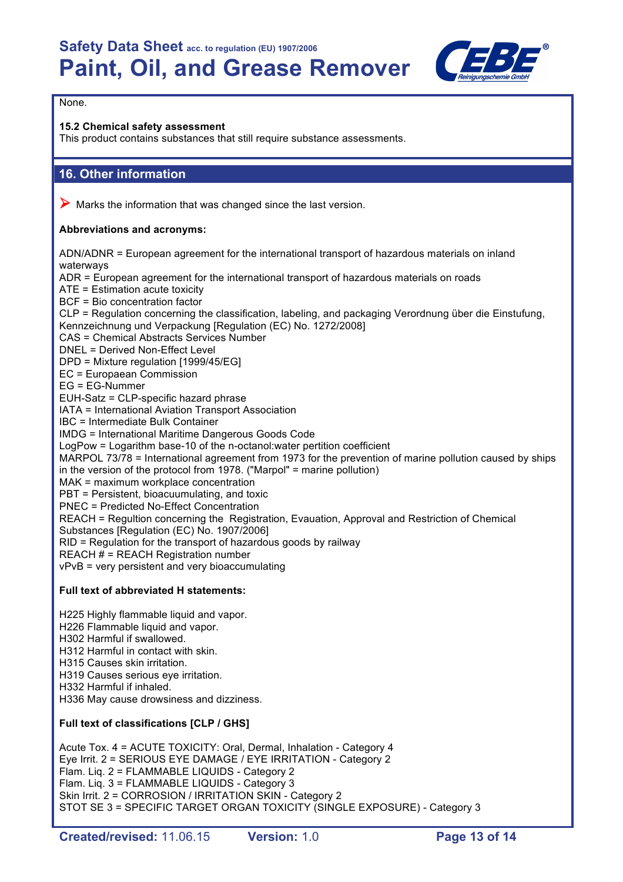None.

**15.2 Chemical safety assessment**
This product contains substances that still require substance assessments.

## 16. Other information

➤ Marks the information that was changed since the last version.

**Abbreviations and acronyms:**

ADN/ADNR = European agreement for the international transport of hazardous materials on inland waterways
ADR = European agreement for the international transport of hazardous materials on roads
ATE = Estimation acute toxicity
BCF = Bio concentration factor
CLP = Regulation concerning the classification, labeling, and packaging Verordnung über die Einstufung, Kennzeichnung und Verpackung [Regulation (EC) No. 1272/2008]
CAS = Chemical Abstracts Services Number
DNEL = Derived Non-Effect Level
DPD = Mixture regulation [1999/45/EG]
EC = Europaean Commission
EG = EG-Nummer
EUH-Satz = CLP-specific hazard phrase
IATA = International Aviation Transport Association
IBC = Intermediate Bulk Container
IMDG = International Maritime Dangerous Goods Code
LogPow = Logarithm base-10 of the n-octanol:water pertition coefficient
MARPOL 73/78 = International agreement from 1973 for the prevention of marine pollution caused by ships in the version of the protocol from 1978. ("Marpol" = marine pollution)
MAK = maximum workplace concentration
PBT = Persistent, bioacuumulating, and toxic
PNEC = Predicted No-Effect Concentration
REACH = Regultion concerning the Registration, Evauation, Approval and Restriction of Chemical Substances [Regulation (EC) No. 1907/2006]
RID = Regulation for the transport of hazardous goods by railway
REACH # = REACH Registration number
vPvB = very persistent and very bioaccumulating

**Full text of abbreviated H statements:**

H225 Highly flammable liquid and vapor.
H226 Flammable liquid and vapor.
H302 Harmful if swallowed.
H312 Harmful in contact with skin.
H315 Causes skin irritation.
H319 Causes serious eye irritation.
H332 Harmful if inhaled.
H336 May cause drowsiness and dizziness.

**Full text of classifications [CLP / GHS]**

Acute Tox. 4 = ACUTE TOXICITY: Oral, Dermal, Inhalation - Category 4
Eye Irrit. 2 = SERIOUS EYE DAMAGE / EYE IRRITATION - Category 2
Flam. Liq. 2 = FLAMMABLE LIQUIDS - Category 2
Flam. Liq. 3 = FLAMMABLE LIQUIDS - Category 3
Skin Irrit. 2 = CORROSION / IRRITATION SKIN - Category 2
STOT SE 3 = SPECIFIC TARGET ORGAN TOXICITY (SINGLE EXPOSURE) - Category 3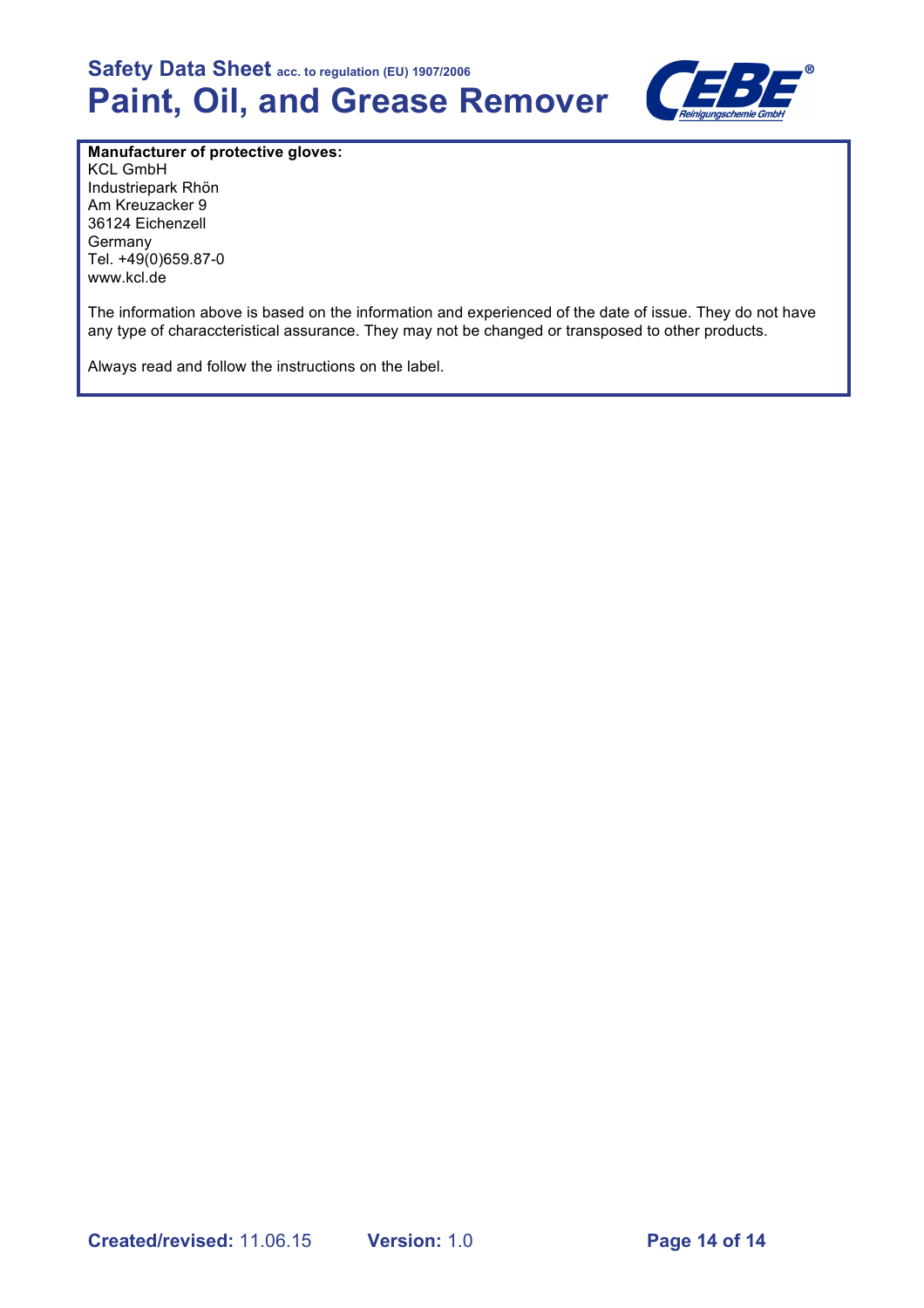**Manufacturer of protective gloves:**
KCL GmbH
Industriepark Rhön
Am Kreuzacker 9
36124 Eichenzell
Germany
Tel. +49(0)659.87-0
www.kcl.de

The information above is based on the information and experienced of the date of issue. They do not have any type of characcteristical assurance. They may not be changed or transposed to other products.

Always read and follow the instructions on the label.